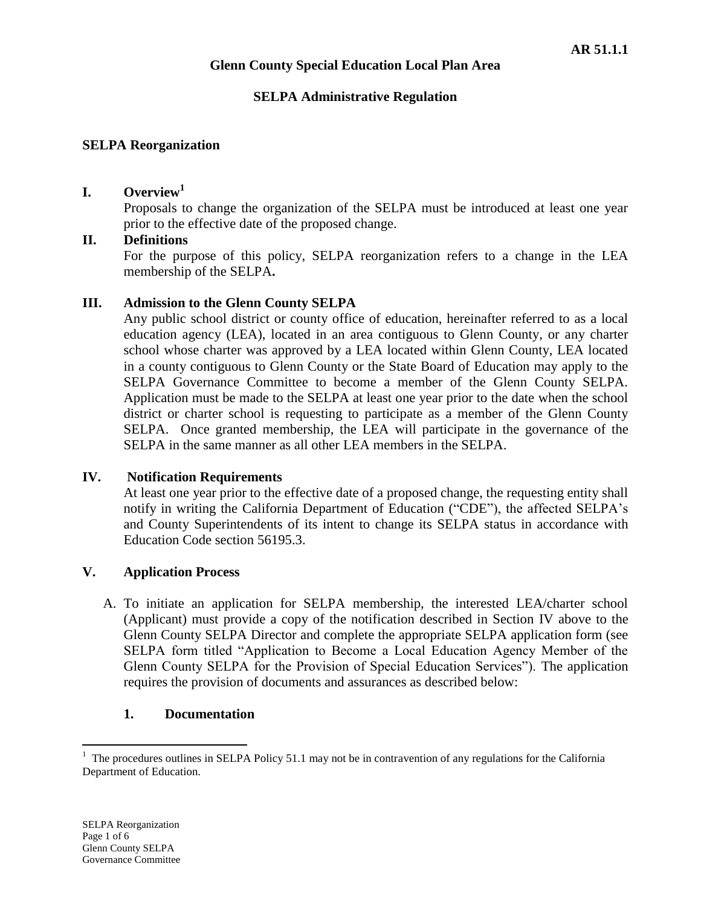AR 51.1.1

**Glenn County Special Education Local Plan Area**

**SELPA Administrative Regulation**

## SELPA Reorganization

### I. Overview[1]

Proposals to change the organization of the SELPA must be introduced at least one year prior to the effective date of the proposed change.

### II. Definitions

For the purpose of this policy, SELPA reorganization refers to a change in the LEA membership of the SELPA**.**

### III. Admission to the Glenn County SELPA

Any public school district or county office of education, hereinafter referred to as a local education agency (LEA), located in an area contiguous to Glenn County, or any charter school whose charter was approved by a LEA located within Glenn County, LEA located in a county contiguous to Glenn County or the State Board of Education may apply to the SELPA Governance Committee to become a member of the Glenn County SELPA. Application must be made to the SELPA at least one year prior to the date when the school district or charter school is requesting to participate as a member of the Glenn County SELPA. Once granted membership, the LEA will participate in the governance of the SELPA in the same manner as all other LEA members in the SELPA.

### IV. Notification Requirements

At least one year prior to the effective date of a proposed change, the requesting entity shall notify in writing the California Department of Education ("CDE"), the affected SELPA's and County Superintendents of its intent to change its SELPA status in accordance with Education Code section 56195.3.

### V. Application Process

A. To initiate an application for SELPA membership, the interested LEA/charter school (Applicant) must provide a copy of the notification described in Section IV above to the Glenn County SELPA Director and complete the appropriate SELPA application form (see SELPA form titled "Application to Become a Local Education Agency Member of the Glenn County SELPA for the Provision of Special Education Services"). The application requires the provision of documents and assurances as described below:

**1. Documentation**

[1] The procedures outlines in SELPA Policy 51.1 may not be in contravention of any regulations for the California Department of Education.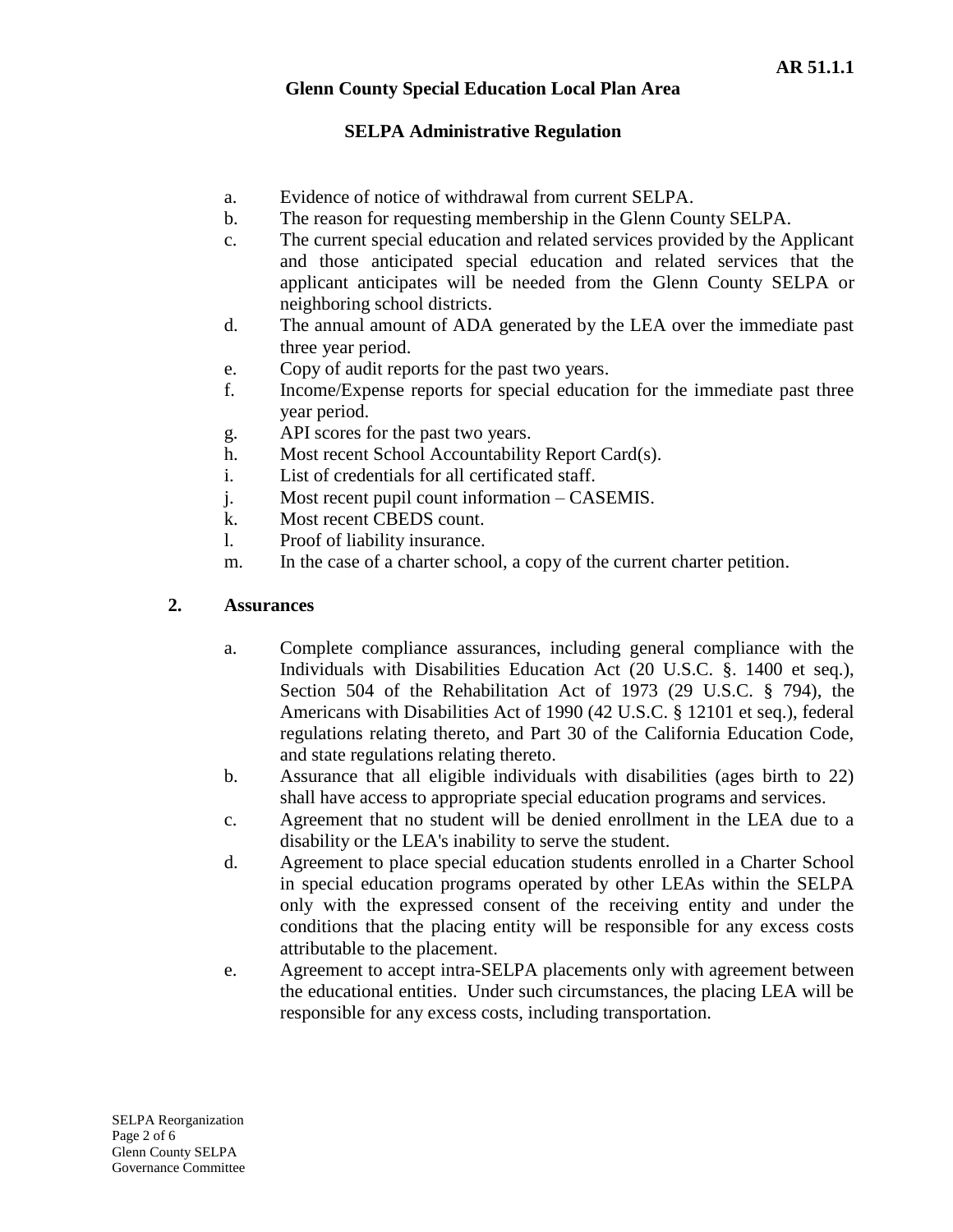a. Evidence of notice of withdrawal from current SELPA.
b. The reason for requesting membership in the Glenn County SELPA.
c. The current special education and related services provided by the Applicant and those anticipated special education and related services that the applicant anticipates will be needed from the Glenn County SELPA or neighboring school districts.
d. The annual amount of ADA generated by the LEA over the immediate past three year period.
e. Copy of audit reports for the past two years.
f. Income/Expense reports for special education for the immediate past three year period.
g. API scores for the past two years.
h. Most recent School Accountability Report Card(s).
i. List of credentials for all certificated staff.
j. Most recent pupil count information – CASEMIS.
k. Most recent CBEDS count.
l. Proof of liability insurance.
m. In the case of a charter school, a copy of the current charter petition.

**2. Assurances**

a. Complete compliance assurances, including general compliance with the Individuals with Disabilities Education Act (20 U.S.C. §. 1400 et seq.), Section 504 of the Rehabilitation Act of 1973 (29 U.S.C. § 794), the Americans with Disabilities Act of 1990 (42 U.S.C. § 12101 et seq.), federal regulations relating thereto, and Part 30 of the California Education Code, and state regulations relating thereto.
b. Assurance that all eligible individuals with disabilities (ages birth to 22) shall have access to appropriate special education programs and services.
c. Agreement that no student will be denied enrollment in the LEA due to a disability or the LEA's inability to serve the student.
d. Agreement to place special education students enrolled in a Charter School in special education programs operated by other LEAs within the SELPA only with the expressed consent of the receiving entity and under the conditions that the placing entity will be responsible for any excess costs attributable to the placement.
e. Agreement to accept intra-SELPA placements only with agreement between the educational entities. Under such circumstances, the placing LEA will be responsible for any excess costs, including transportation.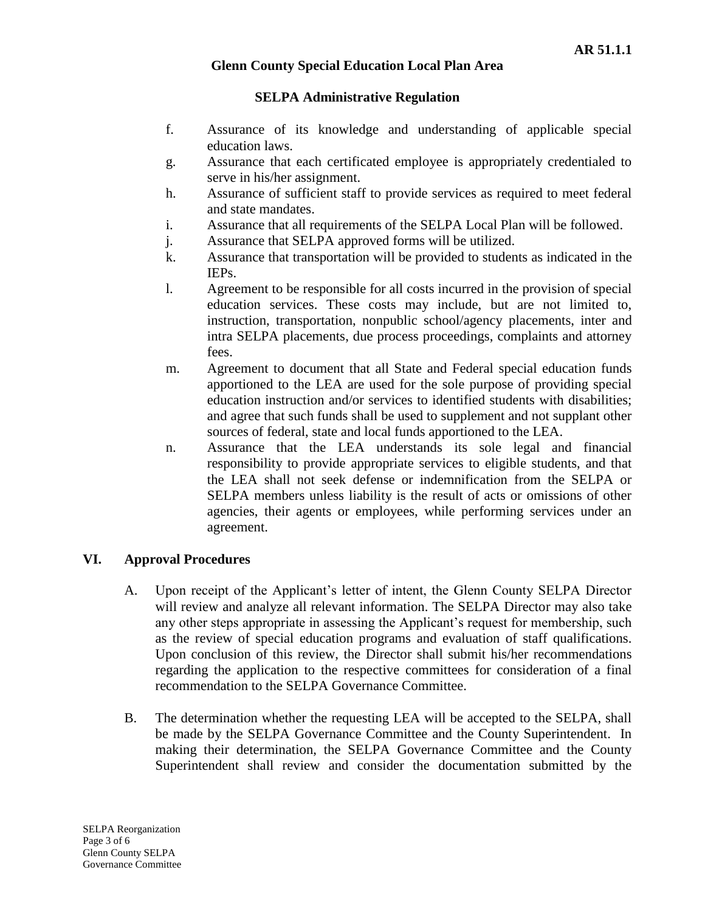f. Assurance of its knowledge and understanding of applicable special education laws.

g. Assurance that each certificated employee is appropriately credentialed to serve in his/her assignment.

h. Assurance of sufficient staff to provide services as required to meet federal and state mandates.

i. Assurance that all requirements of the SELPA Local Plan will be followed.

j. Assurance that SELPA approved forms will be utilized.

k. Assurance that transportation will be provided to students as indicated in the IEPs.

l. Agreement to be responsible for all costs incurred in the provision of special education services. These costs may include, but are not limited to, instruction, transportation, nonpublic school/agency placements, inter and intra SELPA placements, due process proceedings, complaints and attorney fees.

m. Agreement to document that all State and Federal special education funds apportioned to the LEA are used for the sole purpose of providing special education instruction and/or services to identified students with disabilities; and agree that such funds shall be used to supplement and not supplant other sources of federal, state and local funds apportioned to the LEA.

n. Assurance that the LEA understands its sole legal and financial responsibility to provide appropriate services to eligible students, and that the LEA shall not seek defense or indemnification from the SELPA or SELPA members unless liability is the result of acts or omissions of other agencies, their agents or employees, while performing services under an agreement.

## VI. Approval Procedures

A. Upon receipt of the Applicant's letter of intent, the Glenn County SELPA Director will review and analyze all relevant information. The SELPA Director may also take any other steps appropriate in assessing the Applicant's request for membership, such as the review of special education programs and evaluation of staff qualifications. Upon conclusion of this review, the Director shall submit his/her recommendations regarding the application to the respective committees for consideration of a final recommendation to the SELPA Governance Committee.

B. The determination whether the requesting LEA will be accepted to the SELPA, shall be made by the SELPA Governance Committee and the County Superintendent. In making their determination, the SELPA Governance Committee and the County Superintendent shall review and consider the documentation submitted by the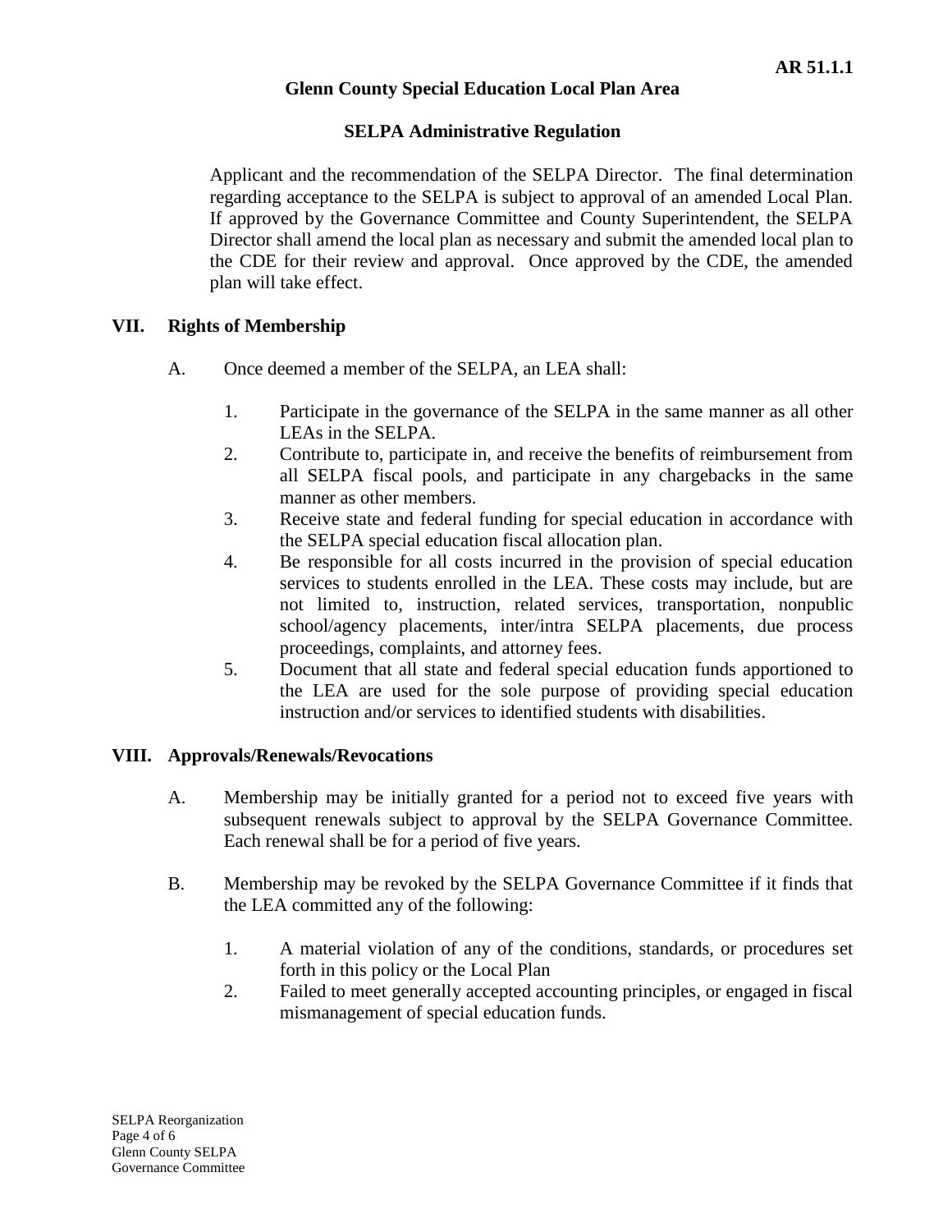Applicant and the recommendation of the SELPA Director. The final determination regarding acceptance to the SELPA is subject to approval of an amended Local Plan. If approved by the Governance Committee and County Superintendent, the SELPA Director shall amend the local plan as necessary and submit the amended local plan to the CDE for their review and approval. Once approved by the CDE, the amended plan will take effect.

## VII. Rights of Membership

A. Once deemed a member of the SELPA, an LEA shall:

1. Participate in the governance of the SELPA in the same manner as all other LEAs in the SELPA.
2. Contribute to, participate in, and receive the benefits of reimbursement from all SELPA fiscal pools, and participate in any chargebacks in the same manner as other members.
3. Receive state and federal funding for special education in accordance with the SELPA special education fiscal allocation plan.
4. Be responsible for all costs incurred in the provision of special education services to students enrolled in the LEA. These costs may include, but are not limited to, instruction, related services, transportation, nonpublic school/agency placements, inter/intra SELPA placements, due process proceedings, complaints, and attorney fees.
5. Document that all state and federal special education funds apportioned to the LEA are used for the sole purpose of providing special education instruction and/or services to identified students with disabilities.

## VIII. Approvals/Renewals/Revocations

A. Membership may be initially granted for a period not to exceed five years with subsequent renewals subject to approval by the SELPA Governance Committee. Each renewal shall be for a period of five years.

B. Membership may be revoked by the SELPA Governance Committee if it finds that the LEA committed any of the following:

1. A material violation of any of the conditions, standards, or procedures set forth in this policy or the Local Plan
2. Failed to meet generally accepted accounting principles, or engaged in fiscal mismanagement of special education funds.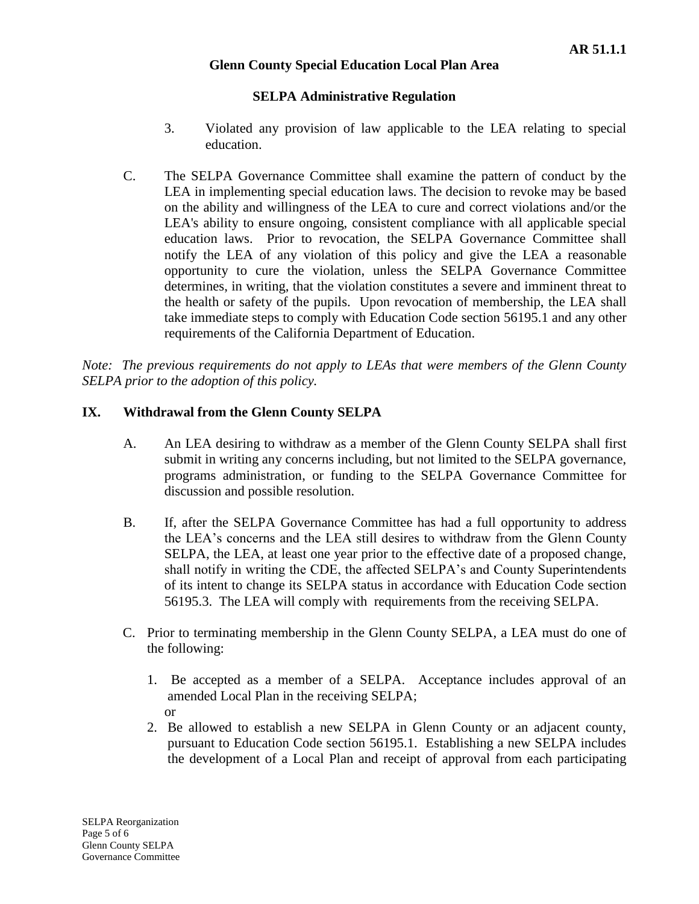3. Violated any provision of law applicable to the LEA relating to special education.

C. The SELPA Governance Committee shall examine the pattern of conduct by the LEA in implementing special education laws. The decision to revoke may be based on the ability and willingness of the LEA to cure and correct violations and/or the LEA's ability to ensure ongoing, consistent compliance with all applicable special education laws. Prior to revocation, the SELPA Governance Committee shall notify the LEA of any violation of this policy and give the LEA a reasonable opportunity to cure the violation, unless the SELPA Governance Committee determines, in writing, that the violation constitutes a severe and imminent threat to the health or safety of the pupils. Upon revocation of membership, the LEA shall take immediate steps to comply with Education Code section 56195.1 and any other requirements of the California Department of Education.

*Note: The previous requirements do not apply to LEAs that were members of the Glenn County SELPA prior to the adoption of this policy.*

## IX. Withdrawal from the Glenn County SELPA

A. An LEA desiring to withdraw as a member of the Glenn County SELPA shall first submit in writing any concerns including, but not limited to the SELPA governance, programs administration, or funding to the SELPA Governance Committee for discussion and possible resolution.

B. If, after the SELPA Governance Committee has had a full opportunity to address the LEA's concerns and the LEA still desires to withdraw from the Glenn County SELPA, the LEA, at least one year prior to the effective date of a proposed change, shall notify in writing the CDE, the affected SELPA's and County Superintendents of its intent to change its SELPA status in accordance with Education Code section 56195.3. The LEA will comply with requirements from the receiving SELPA.

C. Prior to terminating membership in the Glenn County SELPA, a LEA must do one of the following:

1. Be accepted as a member of a SELPA. Acceptance includes approval of an amended Local Plan in the receiving SELPA;
   or
2. Be allowed to establish a new SELPA in Glenn County or an adjacent county, pursuant to Education Code section 56195.1. Establishing a new SELPA includes the development of a Local Plan and receipt of approval from each participating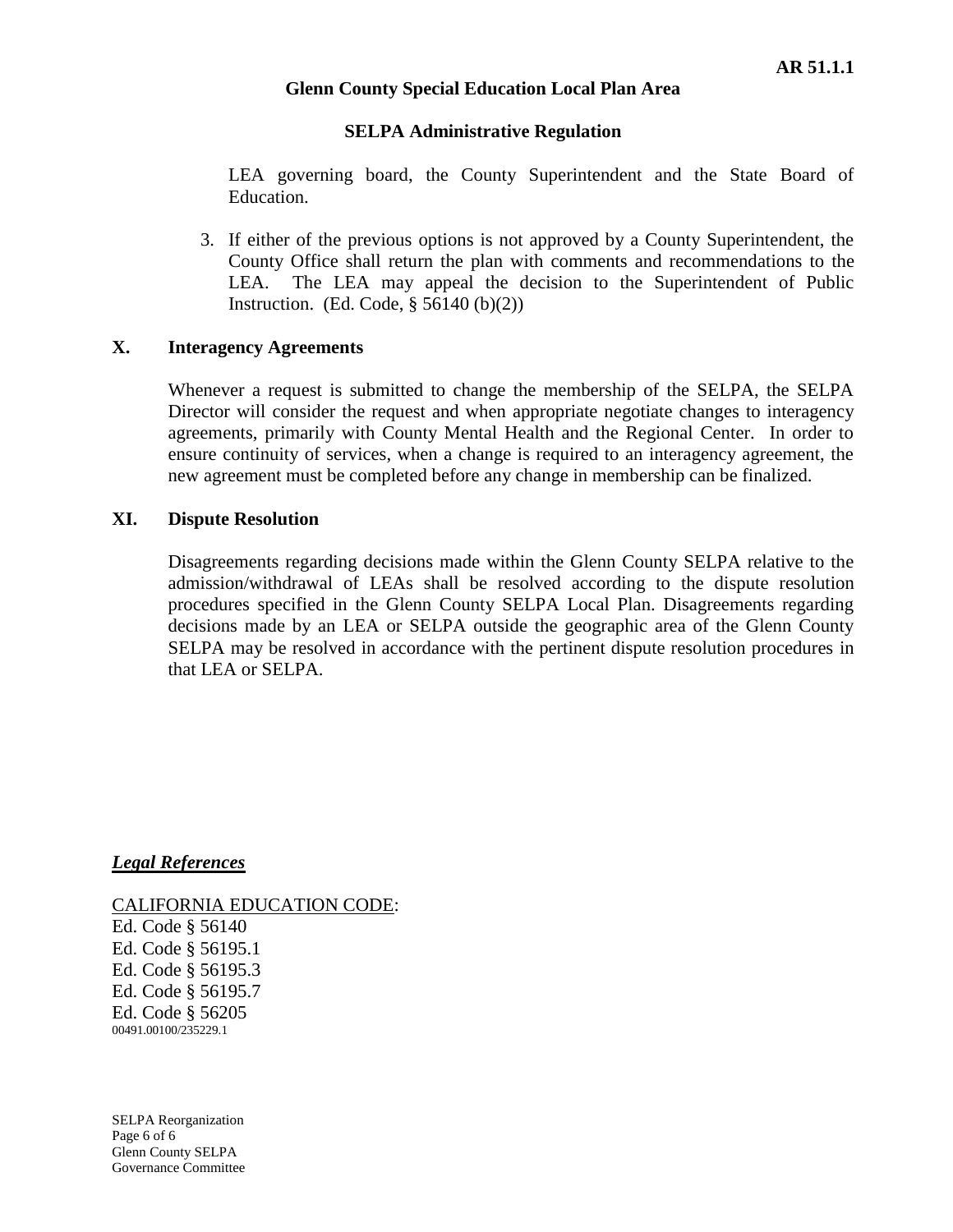LEA governing board, the County Superintendent and the State Board of Education.

3. If either of the previous options is not approved by a County Superintendent, the County Office shall return the plan with comments and recommendations to the LEA. The LEA may appeal the decision to the Superintendent of Public Instruction. (Ed. Code, § 56140 (b)(2))

## X. Interagency Agreements

Whenever a request is submitted to change the membership of the SELPA, the SELPA Director will consider the request and when appropriate negotiate changes to interagency agreements, primarily with County Mental Health and the Regional Center. In order to ensure continuity of services, when a change is required to an interagency agreement, the new agreement must be completed before any change in membership can be finalized.

## XI. Dispute Resolution

Disagreements regarding decisions made within the Glenn County SELPA relative to the admission/withdrawal of LEAs shall be resolved according to the dispute resolution procedures specified in the Glenn County SELPA Local Plan. Disagreements regarding decisions made by an LEA or SELPA outside the geographic area of the Glenn County SELPA may be resolved in accordance with the pertinent dispute resolution procedures in that LEA or SELPA.

***Legal References***

CALIFORNIA EDUCATION CODE:

Ed. Code § 56140
Ed. Code § 56195.1
Ed. Code § 56195.3
Ed. Code § 56195.7
Ed. Code § 56205

00491.00100/235229.1